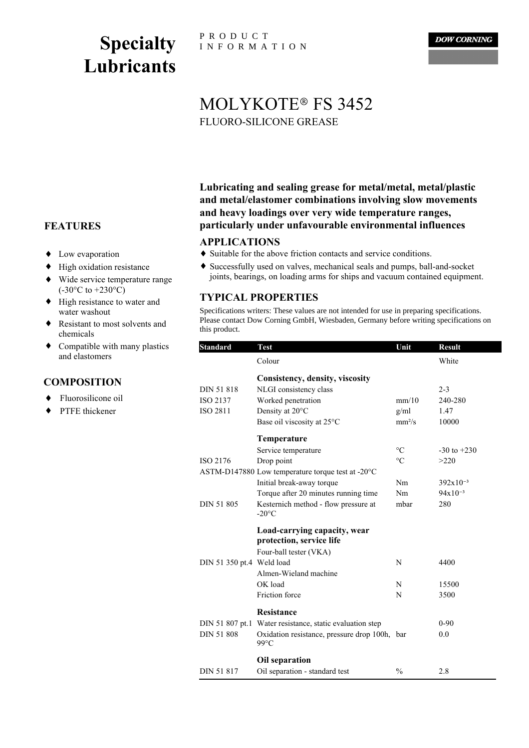# Specialty Lubricants

PRODUCT INFORMATION

DOW CORNING

# MOLYKOTE® FS 3452

FLUORO-SILICONE GREASE

**Lubricating and sealing grease for metal/metal, metal/plastic and metal/elastomer combinations involving slow movements and heavy loadings over very wide temperature ranges, particularly under unfavourable environmental influences**

## FEATURES

- Low evaporation
- High oxidation resistance
- Wide service temperature range (-30°C to +230°C)
- High resistance to water and water washout
- Resistant to most solvents and chemicals
- Compatible with many plastics and elastomers

## COMPOSITION

- Fluorosilicone oil
- PTFE thickener

## APPLICATIONS

- Suitable for the above friction contacts and service conditions.
- Successfully used on valves, mechanical seals and pumps, ball-and-socket joints, bearings, on loading arms for ships and vacuum contained equipment.

## TYPICAL PROPERTIES

Specifications writers: These values are not intended for use in preparing specifications. Please contact Dow Corning GmbH, Wiesbaden, Germany before writing specifications on this product.

| Standard | Test | Unit | Result |
|---|---|---|---|
| | Colour | | White |
| | **Consistency, density, viscosity** | | |
| DIN 51 818 | NLGI consistency class | | 2-3 |
| ISO 2137 | Worked penetration | mm/10 | 240-280 |
| ISO 2811 | Density at 20°C | g/ml | 1.47 |
| | Base oil viscosity at 25°C | $mm^2/s$ | 10000 |
| | **Temperature** | | |
| | Service temperature | °C | -30 to +230 |
| ISO 2176 | Drop point | °C | >220 |
| ASTM-D147880 | Low temperature torque test at -20°C | | |
| | Initial break-away torque | Nm | $392 \times 10^{-3}$ |
| | Torque after 20 minutes running time | Nm | $94 \times 10^{-3}$ |
| DIN 51 805 | Kesternich method - flow pressure at -20°C | mbar | 280 |
| | **Load-carrying capacity, wear protection, service life** | | |
| | Four-ball tester (VKA) | | |
| DIN 51 350 pt.4 | Weld load | N | 4400 |
| | Almen-Wieland machine | | |
| | OK load | N | 15500 |
| | Friction force | N | 3500 |
| | **Resistance** | | |
| DIN 51 807 pt.1 | Water resistance, static evaluation step | | 0-90 |
| DIN 51 808 | Oxidation resistance, pressure drop 100h, 99°C | bar | 0.0 |
| | **Oil separation** | | |
| DIN 51 817 | Oil separation - standard test | % | 2.8 |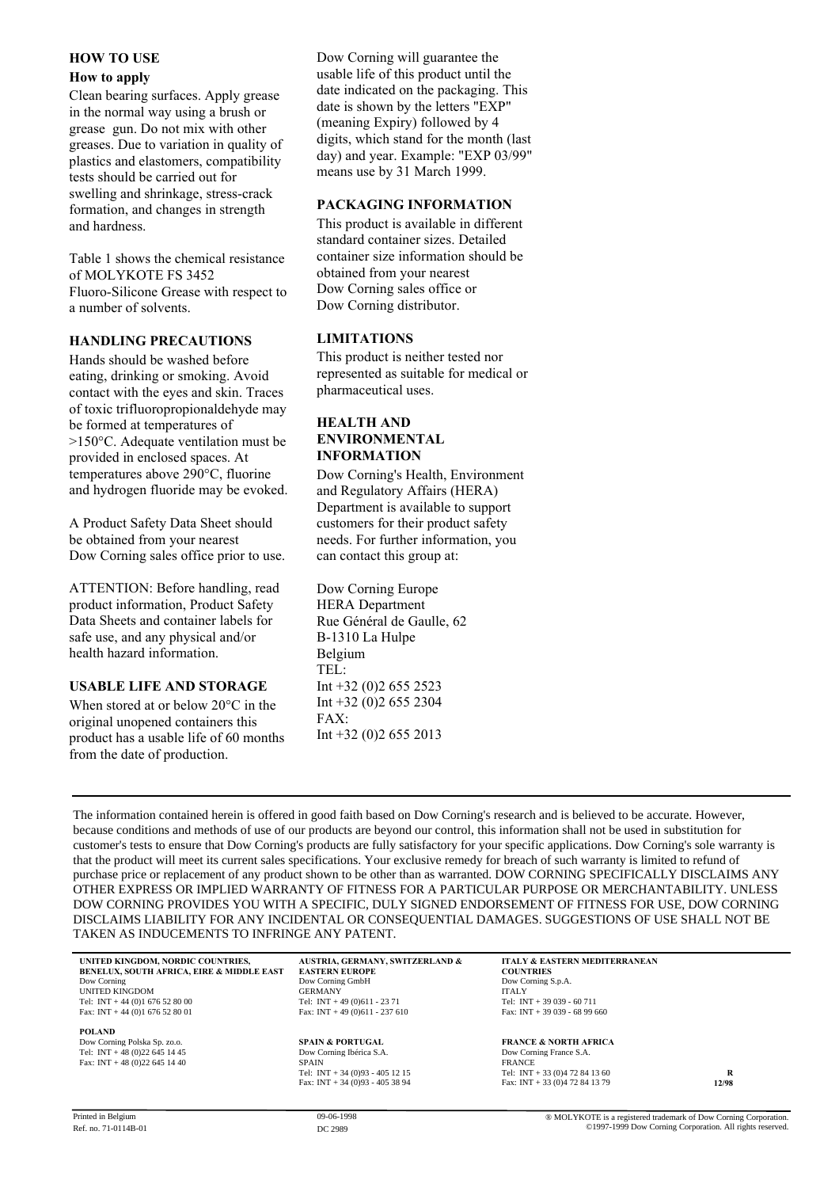## HOW TO USE

### How to apply

Clean bearing surfaces. Apply grease in the normal way using a brush or grease gun. Do not mix with other greases. Due to variation in quality of plastics and elastomers, compatibility tests should be carried out for swelling and shrinkage, stress-crack formation, and changes in strength and hardness.

Table 1 shows the chemical resistance of MOLYKOTE FS 3452 Fluoro-Silicone Grease with respect to a number of solvents.

## HANDLING PRECAUTIONS

Hands should be washed before eating, drinking or smoking. Avoid contact with the eyes and skin. Traces of toxic trifluoropropionaldehyde may be formed at temperatures of >150°C. Adequate ventilation must be provided in enclosed spaces. At temperatures above 290°C, fluorine and hydrogen fluoride may be evoked.

A Product Safety Data Sheet should be obtained from your nearest Dow Corning sales office prior to use.

ATTENTION: Before handling, read product information, Product Safety Data Sheets and container labels for safe use, and any physical and/or health hazard information.

## USABLE LIFE AND STORAGE

When stored at or below 20°C in the original unopened containers this product has a usable life of 60 months from the date of production.

Dow Corning will guarantee the usable life of this product until the date indicated on the packaging. This date is shown by the letters "EXP" (meaning Expiry) followed by 4 digits, which stand for the month (last day) and year. Example: "EXP 03/99" means use by 31 March 1999.

## PACKAGING INFORMATION

This product is available in different standard container sizes. Detailed container size information should be obtained from your nearest Dow Corning sales office or Dow Corning distributor.

## LIMITATIONS

This product is neither tested nor represented as suitable for medical or pharmaceutical uses.

## HEALTH AND ENVIRONMENTAL INFORMATION

Dow Corning's Health, Environment and Regulatory Affairs (HERA) Department is available to support customers for their product safety needs. For further information, you can contact this group at:

Dow Corning Europe
HERA Department
Rue Général de Gaulle, 62
B-1310 La Hulpe
Belgium
TEL:
Int +32 (0)2 655 2523
Int +32 (0)2 655 2304
FAX:
Int +32 (0)2 655 2013

---

The information contained herein is offered in good faith based on Dow Corning's research and is believed to be accurate. However, because conditions and methods of use of our products are beyond our control, this information shall not be used in substitution for customer's tests to ensure that Dow Corning's products are fully satisfactory for your specific applications. Dow Corning's sole warranty is that the product will meet its current sales specifications. Your exclusive remedy for breach of such warranty is limited to refund of purchase price or replacement of any product shown to be other than as warranted. DOW CORNING SPECIFICALLY DISCLAIMS ANY OTHER EXPRESS OR IMPLIED WARRANTY OF FITNESS FOR A PARTICULAR PURPOSE OR MERCHANTABILITY. UNLESS DOW CORNING PROVIDES YOU WITH A SPECIFIC, DULY SIGNED ENDORSEMENT OF FITNESS FOR USE, DOW CORNING DISCLAIMS LIABILITY FOR ANY INCIDENTAL OR CONSEQUENTIAL DAMAGES. SUGGESTIONS OF USE SHALL NOT BE TAKEN AS INDUCEMENTS TO INFRINGE ANY PATENT.

---

**UNITED KINGDOM, NORDIC COUNTRIES, BENELUX, SOUTH AFRICA, EIRE & MIDDLE EAST**
Dow Corning
UNITED KINGDOM
Tel: INT + 44 (0)1 676 52 80 00
Fax: INT + 44 (0)1 676 52 80 01

**POLAND**
Dow Corning Polska Sp. zo.o.
Tel: INT + 48 (0)22 645 14 45
Fax: INT + 48 (0)22 645 14 40

**AUSTRIA, GERMANY, SWITZERLAND & EASTERN EUROPE**
Dow Corning GmbH
GERMANY
Tel: INT + 49 (0)611 - 23 71
Fax: INT + 49 (0)611 - 237 610

**SPAIN & PORTUGAL**
Dow Corning Ibérica S.A.
SPAIN
Tel: INT + 34 (0)93 - 405 12 15
Fax: INT + 34 (0)93 - 405 38 94

**ITALY & EASTERN MEDITERRANEAN COUNTRIES**
Dow Corning S.p.A.
ITALY
Tel: INT + 39 039 - 60 711
Fax: INT + 39 039 - 68 99 660

**FRANCE & NORTH AFRICA**
Dow Corning France S.A.
FRANCE
Tel: INT + 33 (0)4 72 84 13 60
Fax: INT + 33 (0)4 72 84 13 79

**R**
**12/98**

Printed in Belgium
Ref. no. 71-0114B-01

09-06-1998
DC 2989

® MOLYKOTE is a registered trademark of Dow Corning Corporation.
©1997-1999 Dow Corning Corporation. All rights reserved.